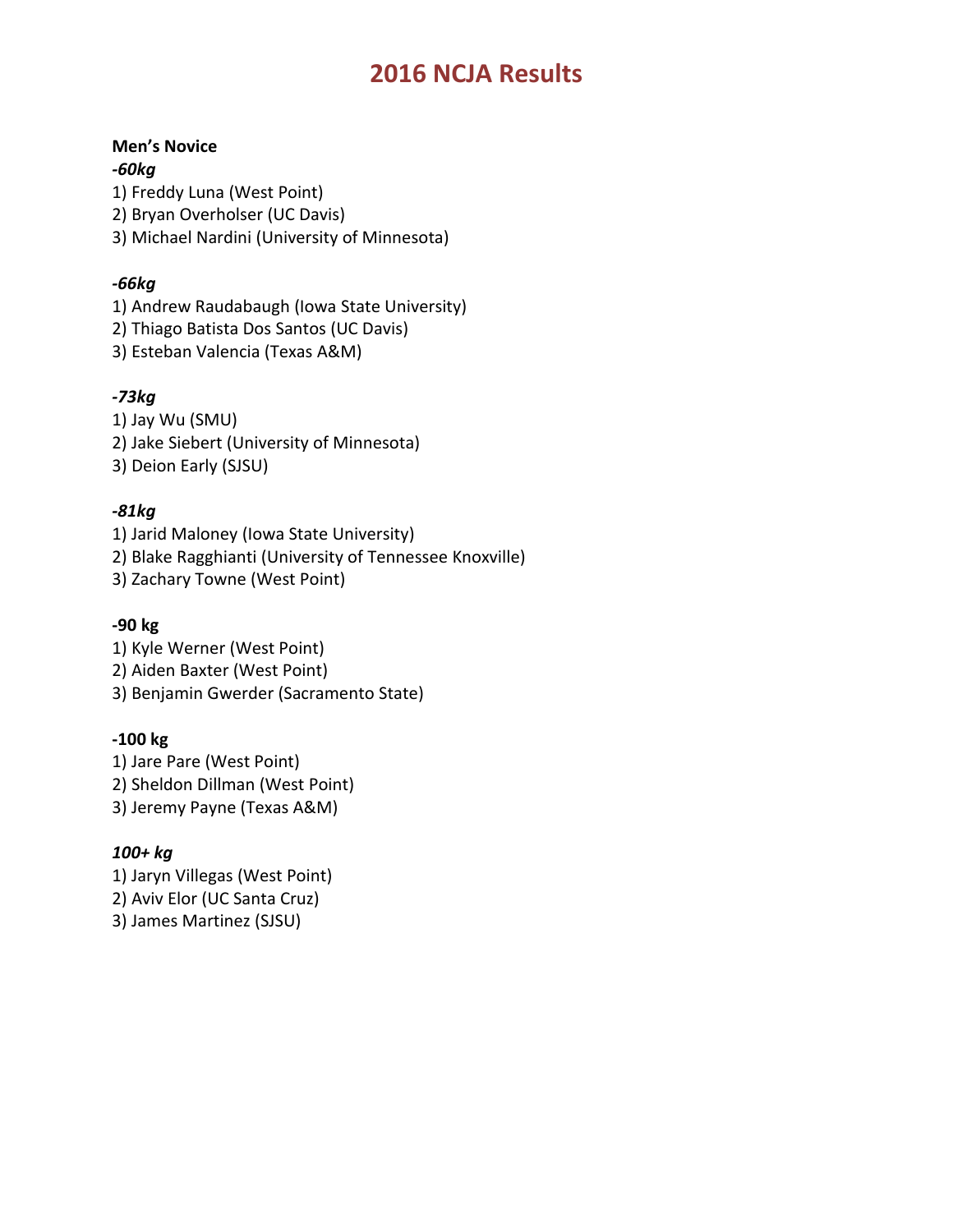# 2016 NCJA Results

**Men's Novice**

***-60kg***

1) Freddy Luna (West Point)
2) Bryan Overholser (UC Davis)
3) Michael Nardini (University of Minnesota)

***-66kg***

1) Andrew Raudabaugh (Iowa State University)
2) Thiago Batista Dos Santos (UC Davis)
3) Esteban Valencia (Texas A&M)

***-73kg***

1) Jay Wu (SMU)
2) Jake Siebert (University of Minnesota)
3) Deion Early (SJSU)

***-81kg***

1) Jarid Maloney (Iowa State University)
2) Blake Ragghianti (University of Tennessee Knoxville)
3) Zachary Towne (West Point)

**-90 kg**

1) Kyle Werner (West Point)
2) Aiden Baxter (West Point)
3) Benjamin Gwerder (Sacramento State)

**-100 kg**

1) Jare Pare (West Point)
2) Sheldon Dillman (West Point)
3) Jeremy Payne (Texas A&M)

***100+ kg***

1) Jaryn Villegas (West Point)
2) Aviv Elor (UC Santa Cruz)
3) James Martinez (SJSU)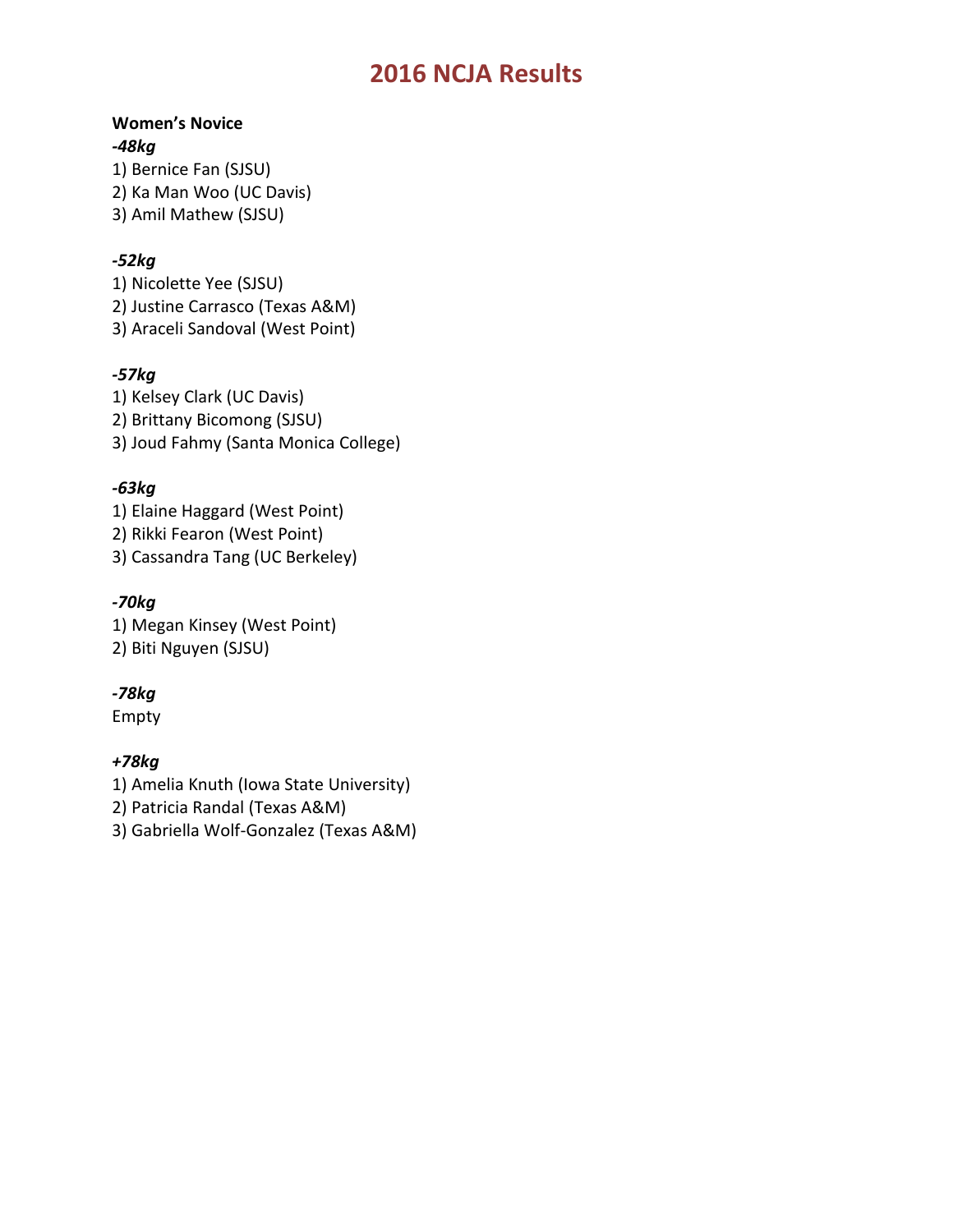# 2016 NCJA Results

**Women's Novice**

***-48kg***

1) Bernice Fan (SJSU)
2) Ka Man Woo (UC Davis)
3) Amil Mathew (SJSU)

***-52kg***

1) Nicolette Yee (SJSU)
2) Justine Carrasco (Texas A&M)
3) Araceli Sandoval (West Point)

***-57kg***

1) Kelsey Clark (UC Davis)
2) Brittany Bicomong (SJSU)
3) Joud Fahmy (Santa Monica College)

***-63kg***

1) Elaine Haggard (West Point)
2) Rikki Fearon (West Point)
3) Cassandra Tang (UC Berkeley)

***-70kg***

1) Megan Kinsey (West Point)
2) Biti Nguyen (SJSU)

***-78kg***

Empty

***+78kg***

1) Amelia Knuth (Iowa State University)
2) Patricia Randal (Texas A&M)
3) Gabriella Wolf-Gonzalez (Texas A&M)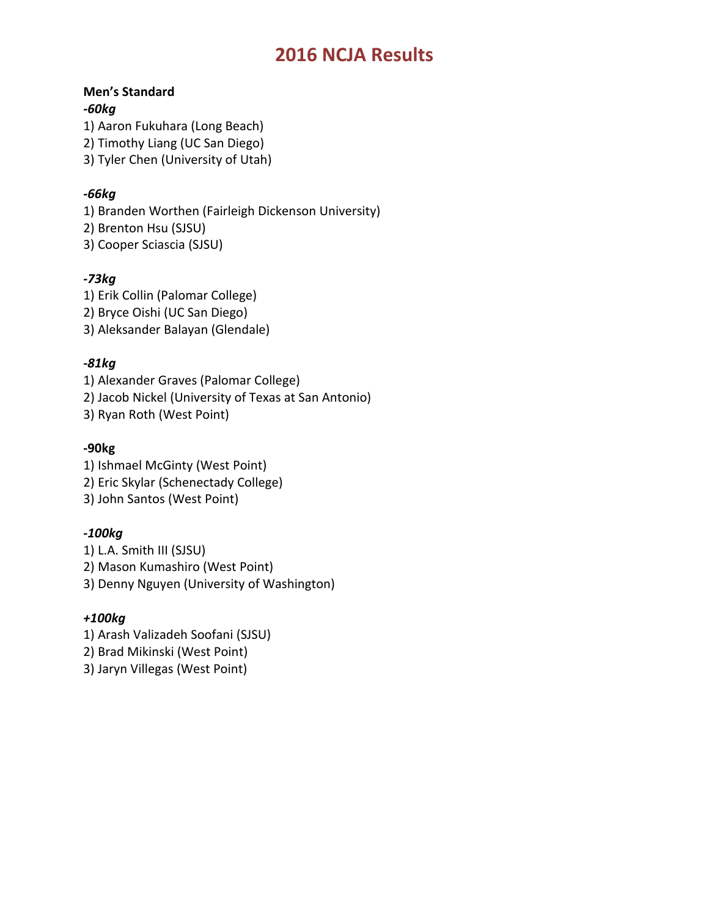# 2016 NCJA Results

**Men's Standard**

***-60kg***

1) Aaron Fukuhara (Long Beach)
2) Timothy Liang (UC San Diego)
3) Tyler Chen (University of Utah)

***-66kg***

1) Branden Worthen (Fairleigh Dickenson University)
2) Brenton Hsu (SJSU)
3) Cooper Sciascia (SJSU)

***-73kg***

1) Erik Collin (Palomar College)
2) Bryce Oishi (UC San Diego)
3) Aleksander Balayan (Glendale)

***-81kg***

1) Alexander Graves (Palomar College)
2) Jacob Nickel (University of Texas at San Antonio)
3) Ryan Roth (West Point)

**-90kg**

1) Ishmael McGinty (West Point)
2) Eric Skylar (Schenectady College)
3) John Santos (West Point)

***-100kg***

1) L.A. Smith III (SJSU)
2) Mason Kumashiro (West Point)
3) Denny Nguyen (University of Washington)

***+100kg***

1) Arash Valizadeh Soofani (SJSU)
2) Brad Mikinski (West Point)
3) Jaryn Villegas (West Point)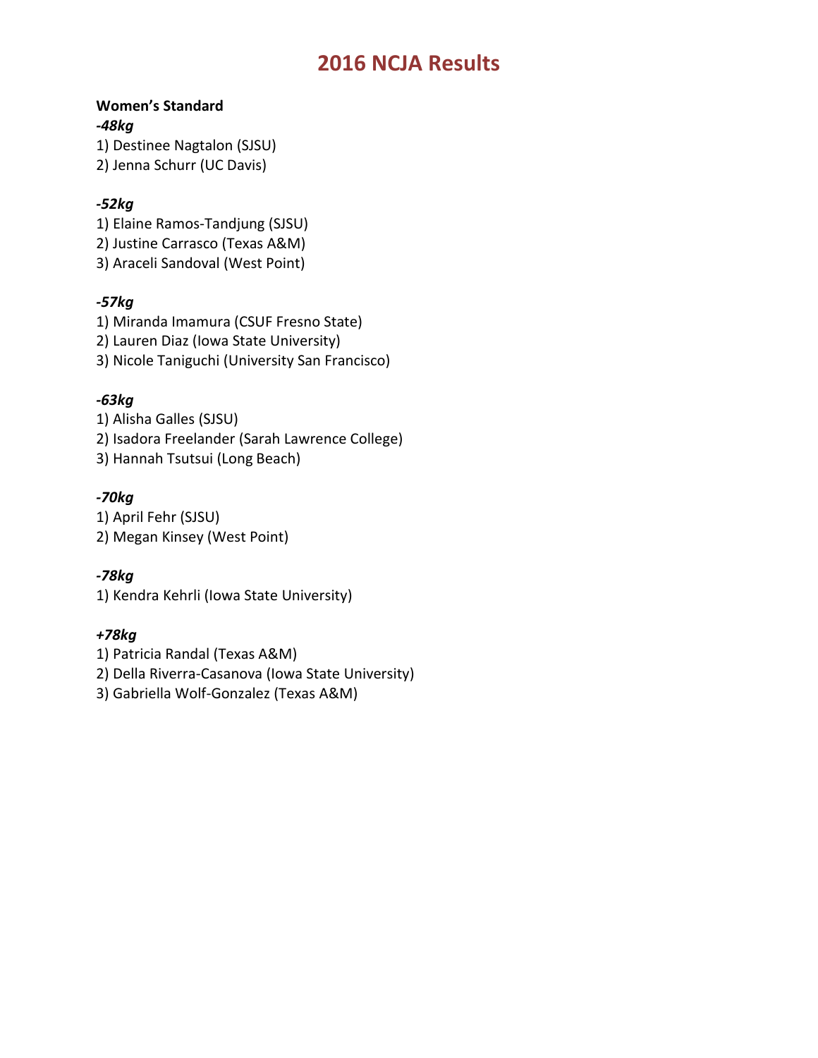# 2016 NCJA Results

**Women's Standard**

***-48kg***

1) Destinee Nagtalon (SJSU)
2) Jenna Schurr (UC Davis)

***-52kg***

1) Elaine Ramos-Tandjung (SJSU)
2) Justine Carrasco (Texas A&M)
3) Araceli Sandoval (West Point)

***-57kg***

1) Miranda Imamura (CSUF Fresno State)
2) Lauren Diaz (Iowa State University)
3) Nicole Taniguchi (University San Francisco)

***-63kg***

1) Alisha Galles (SJSU)
2) Isadora Freelander (Sarah Lawrence College)
3) Hannah Tsutsui (Long Beach)

***-70kg***

1) April Fehr (SJSU)
2) Megan Kinsey (West Point)

***-78kg***

1) Kendra Kehrli (Iowa State University)

***+78kg***

1) Patricia Randal (Texas A&M)
2) Della Riverra-Casanova (Iowa State University)
3) Gabriella Wolf-Gonzalez (Texas A&M)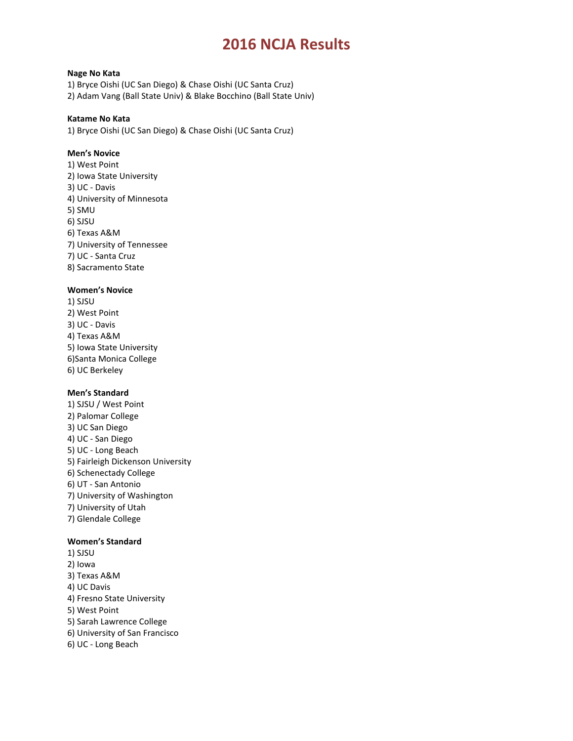# 2016 NCJA Results

**Nage No Kata**

1) Bryce Oishi (UC San Diego) & Chase Oishi (UC Santa Cruz)
2) Adam Vang (Ball State Univ) & Blake Bocchino (Ball State Univ)

**Katame No Kata**

1) Bryce Oishi (UC San Diego) & Chase Oishi (UC Santa Cruz)

**Men's Novice**

1) West Point
2) Iowa State University
3) UC - Davis
4) University of Minnesota
5) SMU
6) SJSU
6) Texas A&M
7) University of Tennessee
7) UC - Santa Cruz
8) Sacramento State

**Women's Novice**

1) SJSU
2) West Point
3) UC - Davis
4) Texas A&M
5) Iowa State University
6)Santa Monica College
6) UC Berkeley

**Men's Standard**

1) SJSU / West Point
2) Palomar College
3) UC San Diego
4) UC - San Diego
5) UC - Long Beach
5) Fairleigh Dickenson University
6) Schenectady College
6) UT - San Antonio
7) University of Washington
7) University of Utah
7) Glendale College

**Women's Standard**

1) SJSU
2) Iowa
3) Texas A&M
4) UC Davis
4) Fresno State University
5) West Point
5) Sarah Lawrence College
6) University of San Francisco
6) UC - Long Beach